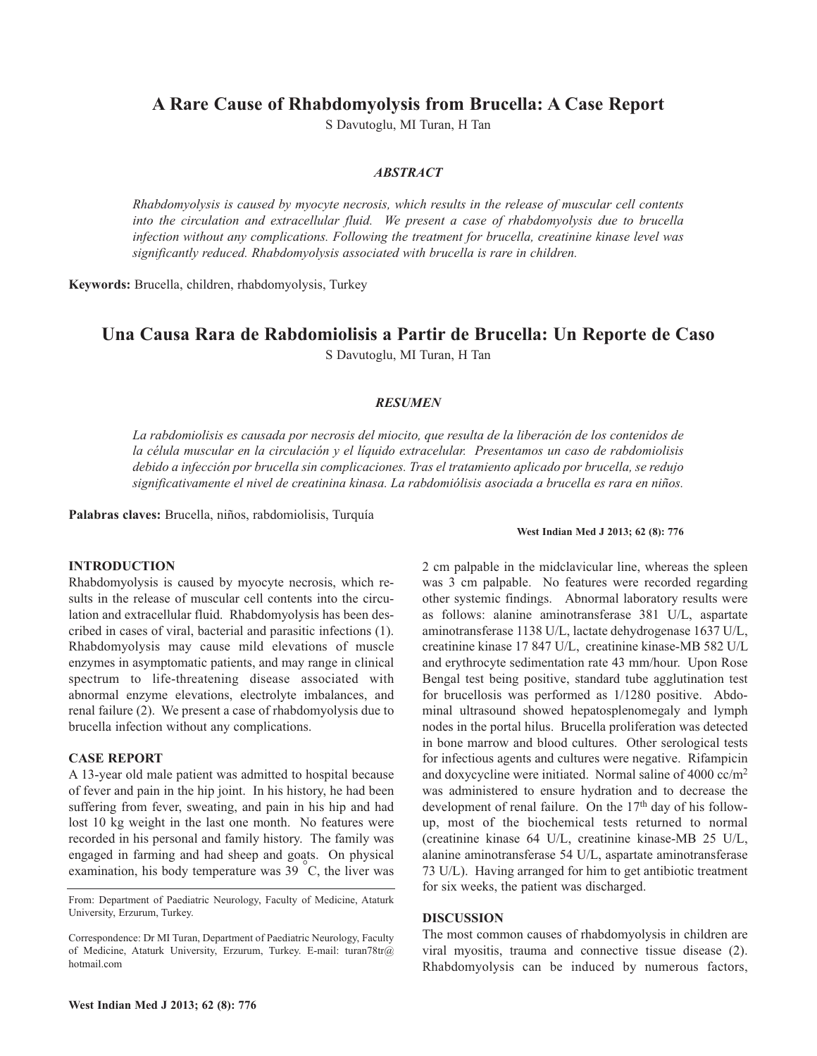# A Rare Cause of Rhabdomyolysis from Brucella: A Case Report

S Davutoglu, MI Turan, H Tan

### *ABSTRACT*

*Rhabdomyolysis is caused by myocyte necrosis, which results in the release of muscular cell contents into the circulation and extracellular fluid. We present a case of rhabdomyolysis due to brucella infection without any complications. Following the treatment for brucella, creatinine kinase level was significantly reduced. Rhabdomyolysis associated with brucella is rare in children.*

**Keywords:** Brucella, children, rhabdomyolysis, Turkey

# Una Causa Rara de Rabdomiolisis a Partir de Brucella: Un Reporte de Caso

S Davutoglu, MI Turan, H Tan

### *RESUMEN*

*La rabdomiolisis es causada por necrosis del miocito, que resulta de la liberación de los contenidos de la célula muscular en la circulación y el líquido extracelular. Presentamos un caso de rabdomiolisis debido a infección por brucella sin complicaciones. Tras el tratamiento aplicado por brucella, se redujo significativamente el nivel de creatinina kinasa. La rabdomiólisis asociada a brucella es rara en niños.*

**Palabras claves:** Brucella, niños, rabdomiolisis, Turquía

## INTRODUCTION

Rhabdomyolysis is caused by myocyte necrosis, which results in the release of muscular cell contents into the circulation and extracellular fluid. Rhabdomyolysis has been described in cases of viral, bacterial and parasitic infections (1). Rhabdomyolysis may cause mild elevations of muscle enzymes in asymptomatic patients, and may range in clinical spectrum to life-threatening disease associated with abnormal enzyme elevations, electrolyte imbalances, and renal failure (2). We present a case of rhabdomyolysis due to brucella infection without any complications.

## CASE REPORT

A 13-year old male patient was admitted to hospital because of fever and pain in the hip joint. In his history, he had been suffering from fever, sweating, and pain in his hip and had lost 10 kg weight in the last one month. No features were recorded in his personal and family history. The family was engaged in farming and had sheep and goats. On physical examination, his body temperature was 39 °C, the liver was 2 cm palpable in the midclavicular line, whereas the spleen was 3 cm palpable. No features were recorded regarding other systemic findings. Abnormal laboratory results were as follows: alanine aminotransferase 381 U/L, aspartate aminotransferase 1138 U/L, lactate dehydrogenase 1637 U/L, creatinine kinase 17 847 U/L, creatinine kinase-MB 582 U/L and erythrocyte sedimentation rate 43 mm/hour. Upon Rose Bengal test being positive, standard tube agglutination test for brucellosis was performed as 1/1280 positive. Abdominal ultrasound showed hepatosplenomegaly and lymph nodes in the portal hilus. Brucella proliferation was detected in bone marrow and blood cultures. Other serological tests for infectious agents and cultures were negative. Rifampicin and doxycycline were initiated. Normal saline of 4000 cc/m$^2$ was administered to ensure hydration and to decrease the development of renal failure. On the 17th day of his follow-up, most of the biochemical tests returned to normal (creatinine kinase 64 U/L, creatinine kinase-MB 25 U/L, alanine aminotransferase 54 U/L, aspartate aminotransferase 73 U/L). Having arranged for him to get antibiotic treatment for six weeks, the patient was discharged.

## DISCUSSION

The most common causes of rhabdomyolysis in children are viral myositis, trauma and connective tissue disease (2). Rhabdomyolysis can be induced by numerous factors,

From: Department of Paediatric Neurology, Faculty of Medicine, Ataturk University, Erzurum, Turkey.

Correspondence: Dr MI Turan, Department of Paediatric Neurology, Faculty of Medicine, Ataturk University, Erzurum, Turkey. E-mail: turan78tr@hotmail.com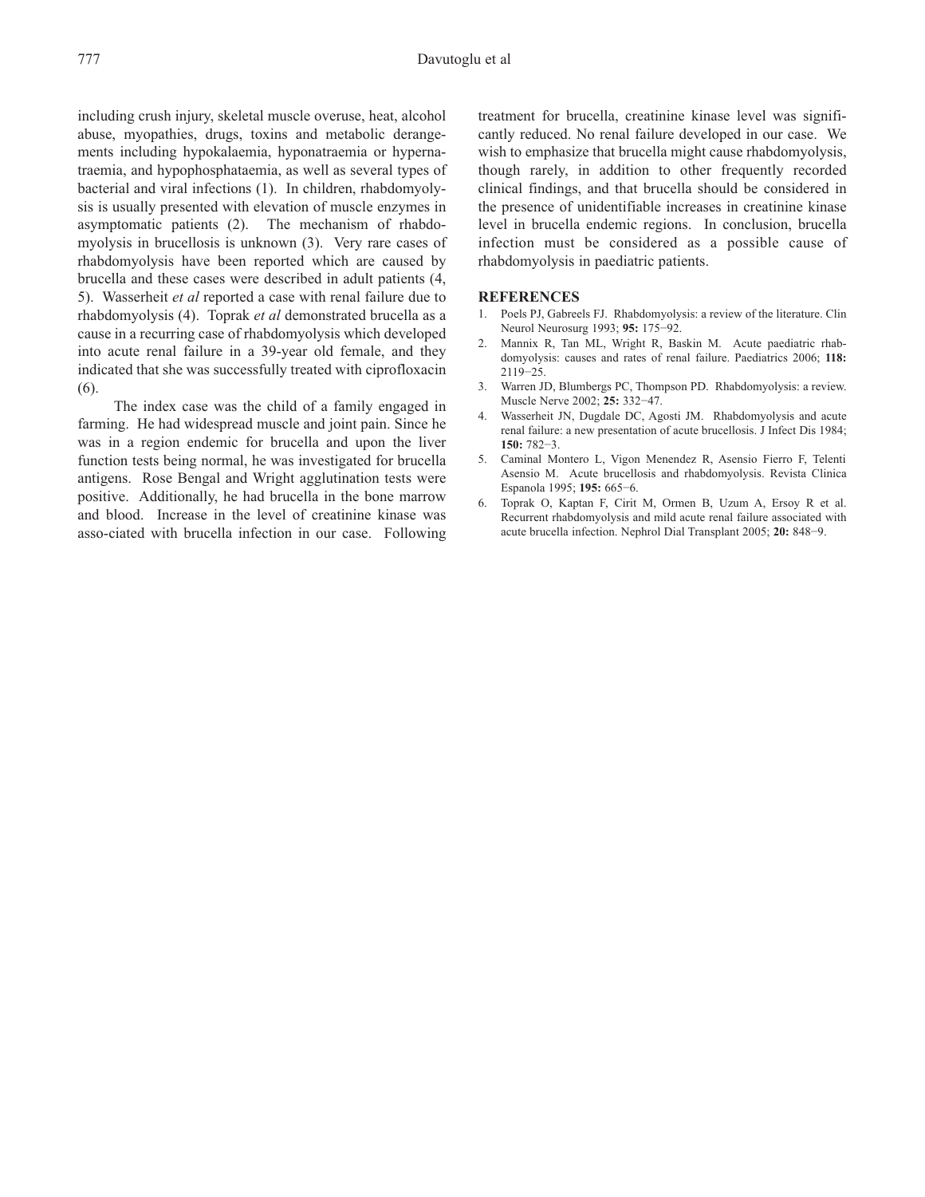including crush injury, skeletal muscle overuse, heat, alcohol abuse, myopathies, drugs, toxins and metabolic derangements including hypokalaemia, hyponatraemia or hypernatraemia, and hypophosphataemia, as well as several types of bacterial and viral infections (1). In children, rhabdomyolysis is usually presented with elevation of muscle enzymes in asymptomatic patients (2). The mechanism of rhabdomyolysis in brucellosis is unknown (3). Very rare cases of rhabdomyolysis have been reported which are caused by brucella and these cases were described in adult patients (4, 5). Wasserheit *et al* reported a case with renal failure due to rhabdomyolysis (4). Toprak *et al* demonstrated brucella as a cause in a recurring case of rhabdomyolysis which developed into acute renal failure in a 39-year old female, and they indicated that she was successfully treated with ciprofloxacin (6).

The index case was the child of a family engaged in farming. He had widespread muscle and joint pain. Since he was in a region endemic for brucella and upon the liver function tests being normal, he was investigated for brucella antigens. Rose Bengal and Wright agglutination tests were positive. Additionally, he had brucella in the bone marrow and blood. Increase in the level of creatinine kinase was asso-ciated with brucella infection in our case. Following treatment for brucella, creatinine kinase level was significantly reduced. No renal failure developed in our case. We wish to emphasize that brucella might cause rhabdomyolysis, though rarely, in addition to other frequently recorded clinical findings, and that brucella should be considered in the presence of unidentifiable increases in creatinine kinase level in brucella endemic regions. In conclusion, brucella infection must be considered as a possible cause of rhabdomyolysis in paediatric patients.

## REFERENCES

1. Poels PJ, Gabreels FJ. Rhabdomyolysis: a review of the literature. Clin Neurol Neurosurg 1993; **95:** 175−92.
2. Mannix R, Tan ML, Wright R, Baskin M. Acute paediatric rhabdomyolysis: causes and rates of renal failure. Paediatrics 2006; **118:** 2119−25.
3. Warren JD, Blumbergs PC, Thompson PD. Rhabdomyolysis: a review. Muscle Nerve 2002; **25:** 332−47.
4. Wasserheit JN, Dugdale DC, Agosti JM. Rhabdomyolysis and acute renal failure: a new presentation of acute brucellosis. J Infect Dis 1984; **150:** 782−3.
5. Caminal Montero L, Vigon Menendez R, Asensio Fierro F, Telenti Asensio M. Acute brucellosis and rhabdomyolysis. Revista Clinica Espanola 1995; **195:** 665−6.
6. Toprak O, Kaptan F, Cirit M, Ormen B, Uzum A, Ersoy R et al. Recurrent rhabdomyolysis and mild acute renal failure associated with acute brucella infection. Nephrol Dial Transplant 2005; **20:** 848−9.